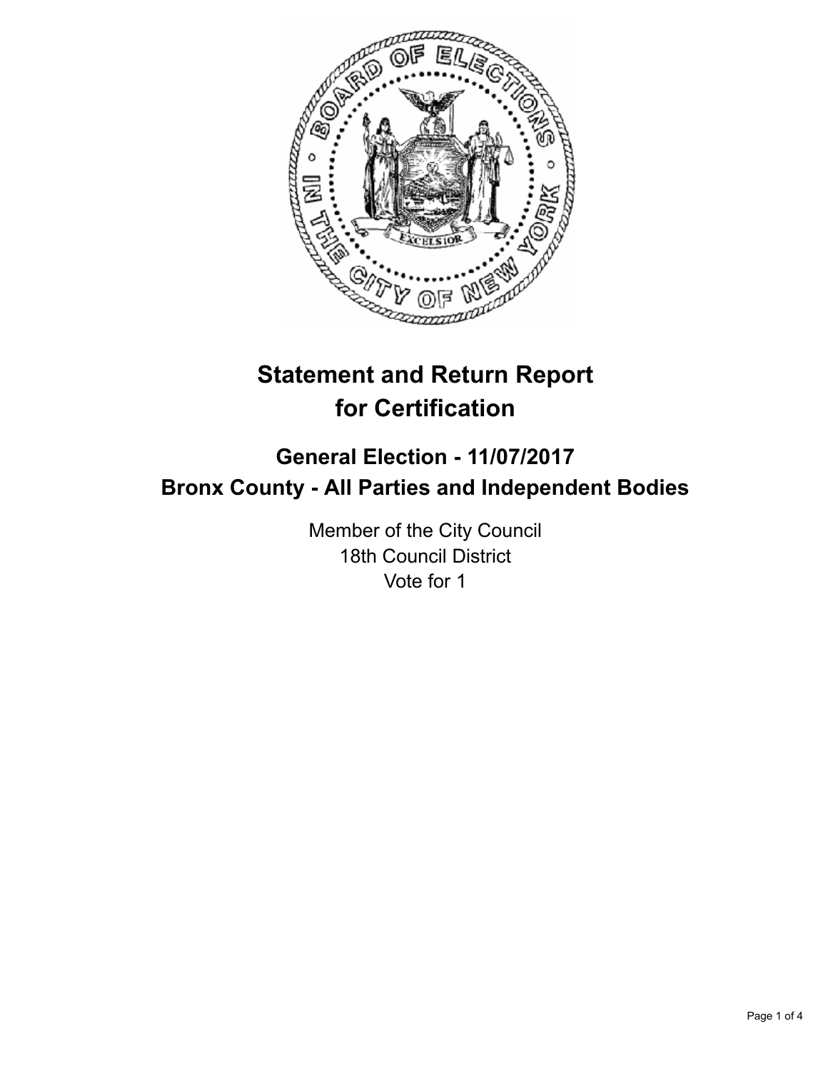# Statement and Return Report for Certification

## General Election - 11/07/2017
## Bronx County - All Parties and Independent Bodies

Member of the City Council
18th Council District
Vote for 1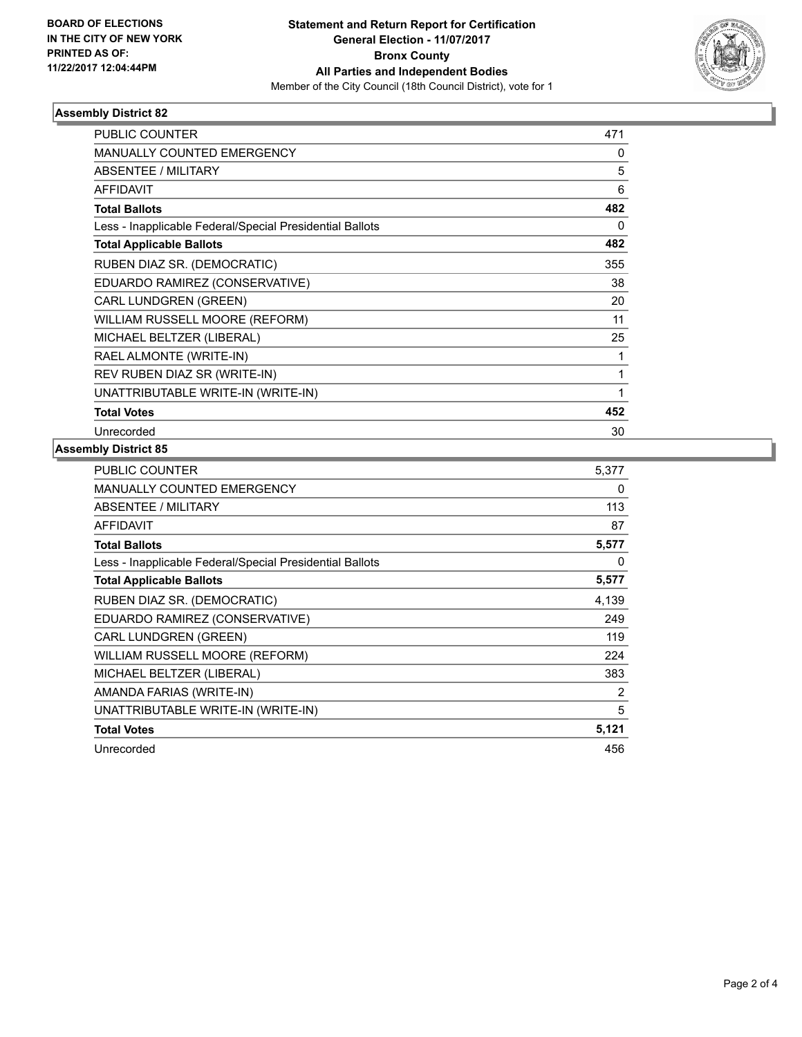**BOARD OF ELECTIONS IN THE CITY OF NEW YORK PRINTED AS OF: 11/22/2017 12:04:44PM**

**Statement and Return Report for Certification General Election - 11/07/2017 Bronx County All Parties and Independent Bodies**
Member of the City Council (18th Council District), vote for 1

### Assembly District 82

| | |
|---|---|
| PUBLIC COUNTER | 471 |
| MANUALLY COUNTED EMERGENCY | 0 |
| ABSENTEE / MILITARY | 5 |
| AFFIDAVIT | 6 |
| **Total Ballots** | **482** |
| Less - Inapplicable Federal/Special Presidential Ballots | 0 |
| **Total Applicable Ballots** | **482** |
| RUBEN DIAZ SR. (DEMOCRATIC) | 355 |
| EDUARDO RAMIREZ (CONSERVATIVE) | 38 |
| CARL LUNDGREN (GREEN) | 20 |
| WILLIAM RUSSELL MOORE (REFORM) | 11 |
| MICHAEL BELTZER (LIBERAL) | 25 |
| RAEL ALMONTE (WRITE-IN) | 1 |
| REV RUBEN DIAZ SR (WRITE-IN) | 1 |
| UNATTRIBUTABLE WRITE-IN (WRITE-IN) | 1 |
| **Total Votes** | **452** |
| Unrecorded | 30 |

### Assembly District 85

| | |
|---|---|
| PUBLIC COUNTER | 5,377 |
| MANUALLY COUNTED EMERGENCY | 0 |
| ABSENTEE / MILITARY | 113 |
| AFFIDAVIT | 87 |
| **Total Ballots** | **5,577** |
| Less - Inapplicable Federal/Special Presidential Ballots | 0 |
| **Total Applicable Ballots** | **5,577** |
| RUBEN DIAZ SR. (DEMOCRATIC) | 4,139 |
| EDUARDO RAMIREZ (CONSERVATIVE) | 249 |
| CARL LUNDGREN (GREEN) | 119 |
| WILLIAM RUSSELL MOORE (REFORM) | 224 |
| MICHAEL BELTZER (LIBERAL) | 383 |
| AMANDA FARIAS (WRITE-IN) | 2 |
| UNATTRIBUTABLE WRITE-IN (WRITE-IN) | 5 |
| **Total Votes** | **5,121** |
| Unrecorded | 456 |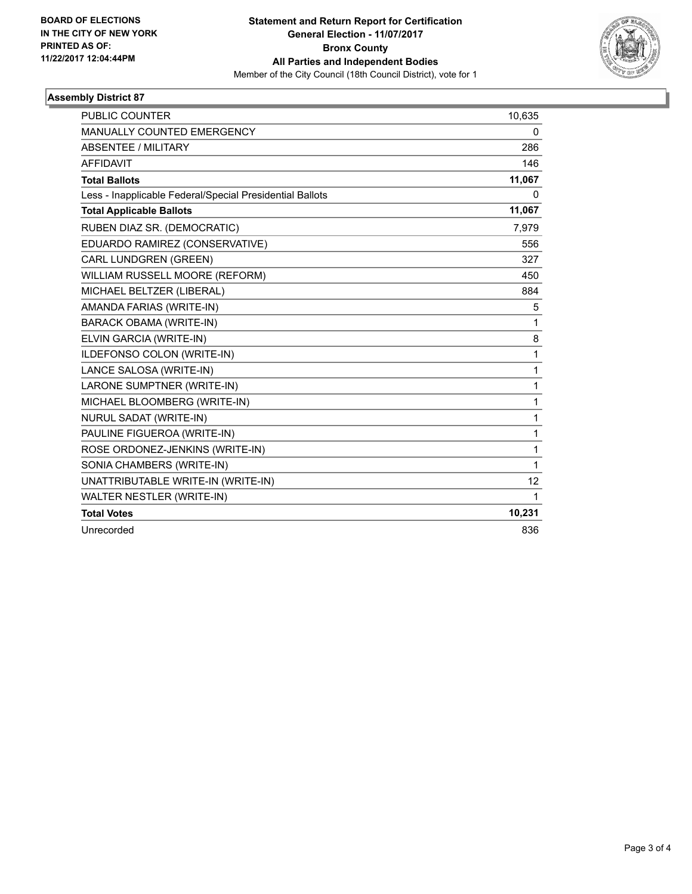BOARD OF ELECTIONS
IN THE CITY OF NEW YORK
PRINTED AS OF:
11/22/2017 12:04:44PM

**Statement and Return Report for Certification**
**General Election - 11/07/2017**
**Bronx County**
**All Parties and Independent Bodies**
Member of the City Council (18th Council District), vote for 1

### Assembly District 87

| | |
|---|---|
| PUBLIC COUNTER | 10,635 |
| MANUALLY COUNTED EMERGENCY | 0 |
| ABSENTEE / MILITARY | 286 |
| AFFIDAVIT | 146 |
| **Total Ballots** | **11,067** |
| Less - Inapplicable Federal/Special Presidential Ballots | 0 |
| **Total Applicable Ballots** | **11,067** |
| RUBEN DIAZ SR. (DEMOCRATIC) | 7,979 |
| EDUARDO RAMIREZ (CONSERVATIVE) | 556 |
| CARL LUNDGREN (GREEN) | 327 |
| WILLIAM RUSSELL MOORE (REFORM) | 450 |
| MICHAEL BELTZER (LIBERAL) | 884 |
| AMANDA FARIAS (WRITE-IN) | 5 |
| BARACK OBAMA (WRITE-IN) | 1 |
| ELVIN GARCIA (WRITE-IN) | 8 |
| ILDEFONSO COLON (WRITE-IN) | 1 |
| LANCE SALOSA (WRITE-IN) | 1 |
| LARONE SUMPTNER (WRITE-IN) | 1 |
| MICHAEL BLOOMBERG (WRITE-IN) | 1 |
| NURUL SADAT (WRITE-IN) | 1 |
| PAULINE FIGUEROA (WRITE-IN) | 1 |
| ROSE ORDONEZ-JENKINS (WRITE-IN) | 1 |
| SONIA CHAMBERS (WRITE-IN) | 1 |
| UNATTRIBUTABLE WRITE-IN (WRITE-IN) | 12 |
| WALTER NESTLER (WRITE-IN) | 1 |
| **Total Votes** | **10,231** |
| Unrecorded | 836 |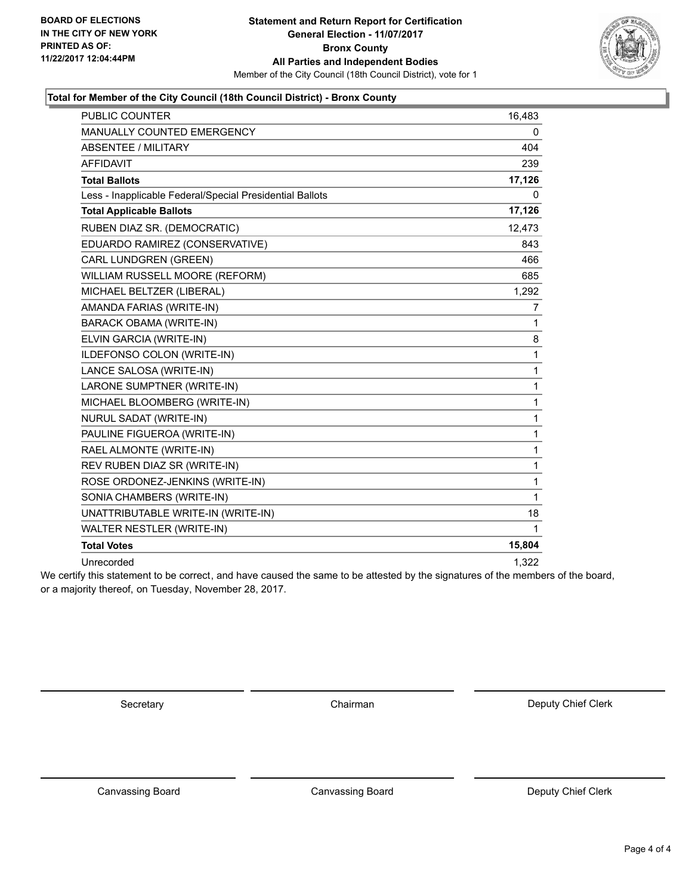**BOARD OF ELECTIONS**
**IN THE CITY OF NEW YORK**
**PRINTED AS OF:**
**11/22/2017 12:04:44PM**

**Statement and Return Report for Certification**
**General Election - 11/07/2017**
**Bronx County**
**All Parties and Independent Bodies**
Member of the City Council (18th Council District), vote for 1

### Total for Member of the City Council (18th Council District) - Bronx County

| | |
|---|---|
| PUBLIC COUNTER | 16,483 |
| MANUALLY COUNTED EMERGENCY | 0 |
| ABSENTEE / MILITARY | 404 |
| AFFIDAVIT | 239 |
| **Total Ballots** | **17,126** |
| Less - Inapplicable Federal/Special Presidential Ballots | 0 |
| **Total Applicable Ballots** | **17,126** |
| RUBEN DIAZ SR. (DEMOCRATIC) | 12,473 |
| EDUARDO RAMIREZ (CONSERVATIVE) | 843 |
| CARL LUNDGREN (GREEN) | 466 |
| WILLIAM RUSSELL MOORE (REFORM) | 685 |
| MICHAEL BELTZER (LIBERAL) | 1,292 |
| AMANDA FARIAS (WRITE-IN) | 7 |
| BARACK OBAMA (WRITE-IN) | 1 |
| ELVIN GARCIA (WRITE-IN) | 8 |
| ILDEFONSO COLON (WRITE-IN) | 1 |
| LANCE SALOSA (WRITE-IN) | 1 |
| LARONE SUMPTNER (WRITE-IN) | 1 |
| MICHAEL BLOOMBERG (WRITE-IN) | 1 |
| NURUL SADAT (WRITE-IN) | 1 |
| PAULINE FIGUEROA (WRITE-IN) | 1 |
| RAEL ALMONTE (WRITE-IN) | 1 |
| REV RUBEN DIAZ SR (WRITE-IN) | 1 |
| ROSE ORDONEZ-JENKINS (WRITE-IN) | 1 |
| SONIA CHAMBERS (WRITE-IN) | 1 |
| UNATTRIBUTABLE WRITE-IN (WRITE-IN) | 18 |
| WALTER NESTLER (WRITE-IN) | 1 |
| **Total Votes** | **15,804** |
| Unrecorded | 1,322 |

We certify this statement to be correct, and have caused the same to be attested by the signatures of the members of the board, or a majority thereof, on Tuesday, November 28, 2017.

Secretary

Chairman

Deputy Chief Clerk

Canvassing Board

Canvassing Board

Deputy Chief Clerk